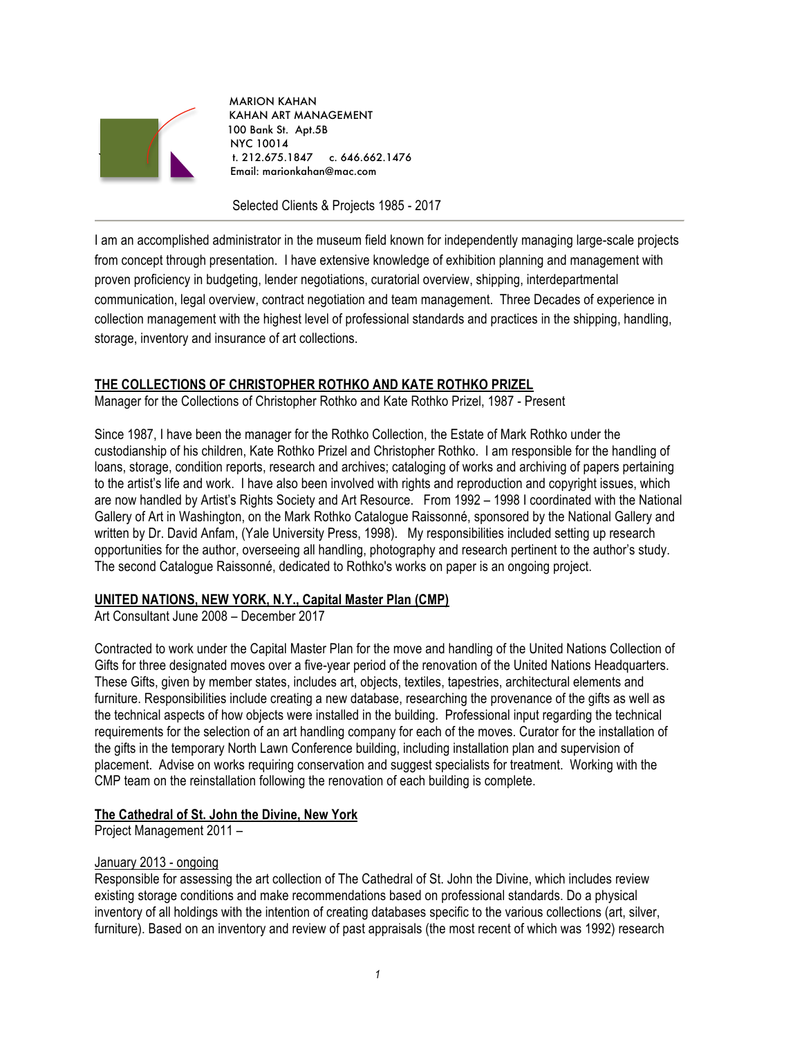MARION KAHAN
KAHAN ART MANAGEMENT
100 Bank St. Apt.5B
NYC 10014
t. 212.675.1847 c. 646.662.1476
Email: marionkahan@mac.com

Selected Clients & Projects 1985 - 2017

---

I am an accomplished administrator in the museum field known for independently managing large-scale projects from concept through presentation. I have extensive knowledge of exhibition planning and management with proven proficiency in budgeting, lender negotiations, curatorial overview, shipping, interdepartmental communication, legal overview, contract negotiation and team management. Three Decades of experience in collection management with the highest level of professional standards and practices in the shipping, handling, storage, inventory and insurance of art collections.

## THE COLLECTIONS OF CHRISTOPHER ROTHKO AND KATE ROTHKO PRIZEL

Manager for the Collections of Christopher Rothko and Kate Rothko Prizel, 1987 - Present

Since 1987, I have been the manager for the Rothko Collection, the Estate of Mark Rothko under the custodianship of his children, Kate Rothko Prizel and Christopher Rothko. I am responsible for the handling of loans, storage, condition reports, research and archives; cataloging of works and archiving of papers pertaining to the artist's life and work. I have also been involved with rights and reproduction and copyright issues, which are now handled by Artist's Rights Society and Art Resource. From 1992 – 1998 I coordinated with the National Gallery of Art in Washington, on the Mark Rothko Catalogue Raissonné, sponsored by the National Gallery and written by Dr. David Anfam, (Yale University Press, 1998). My responsibilities included setting up research opportunities for the author, overseeing all handling, photography and research pertinent to the author's study. The second Catalogue Raissonné, dedicated to Rothko's works on paper is an ongoing project.

## UNITED NATIONS, NEW YORK, N.Y., Capital Master Plan (CMP)

Art Consultant June 2008 – December 2017

Contracted to work under the Capital Master Plan for the move and handling of the United Nations Collection of Gifts for three designated moves over a five-year period of the renovation of the United Nations Headquarters. These Gifts, given by member states, includes art, objects, textiles, tapestries, architectural elements and furniture. Responsibilities include creating a new database, researching the provenance of the gifts as well as the technical aspects of how objects were installed in the building. Professional input regarding the technical requirements for the selection of an art handling company for each of the moves. Curator for the installation of the gifts in the temporary North Lawn Conference building, including installation plan and supervision of placement. Advise on works requiring conservation and suggest specialists for treatment. Working with the CMP team on the reinstallation following the renovation of each building is complete.

## The Cathedral of St. John the Divine, New York

Project Management 2011 –

### January 2013 - ongoing

Responsible for assessing the art collection of The Cathedral of St. John the Divine, which includes review existing storage conditions and make recommendations based on professional standards. Do a physical inventory of all holdings with the intention of creating databases specific to the various collections (art, silver, furniture). Based on an inventory and review of past appraisals (the most recent of which was 1992) research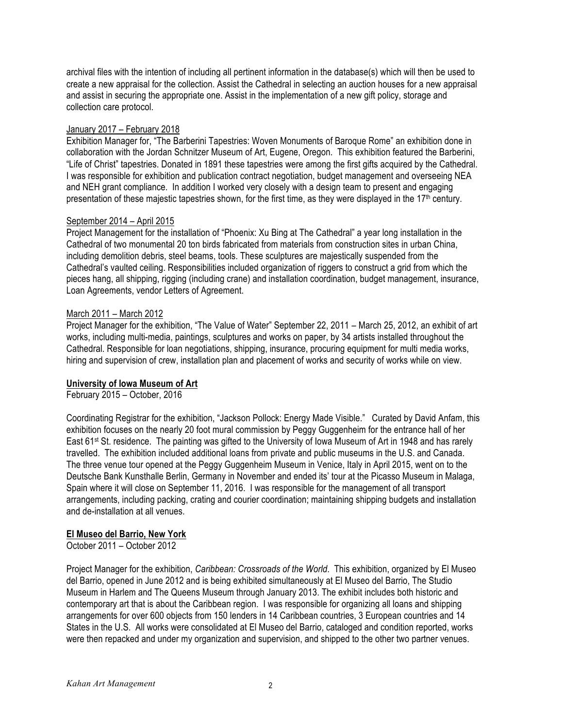archival files with the intention of including all pertinent information in the database(s) which will then be used to create a new appraisal for the collection. Assist the Cathedral in selecting an auction houses for a new appraisal and assist in securing the appropriate one. Assist in the implementation of a new gift policy, storage and collection care protocol.

January 2017 – February 2018

Exhibition Manager for, "The Barberini Tapestries: Woven Monuments of Baroque Rome" an exhibition done in collaboration with the Jordan Schnitzer Museum of Art, Eugene, Oregon. This exhibition featured the Barberini, "Life of Christ" tapestries. Donated in 1891 these tapestries were among the first gifts acquired by the Cathedral. I was responsible for exhibition and publication contract negotiation, budget management and overseeing NEA and NEH grant compliance. In addition I worked very closely with a design team to present and engaging presentation of these majestic tapestries shown, for the first time, as they were displayed in the 17th century.

September 2014 – April 2015

Project Management for the installation of "Phoenix: Xu Bing at The Cathedral" a year long installation in the Cathedral of two monumental 20 ton birds fabricated from materials from construction sites in urban China, including demolition debris, steel beams, tools. These sculptures are majestically suspended from the Cathedral's vaulted ceiling. Responsibilities included organization of riggers to construct a grid from which the pieces hang, all shipping, rigging (including crane) and installation coordination, budget management, insurance, Loan Agreements, vendor Letters of Agreement.

March 2011 – March 2012

Project Manager for the exhibition, "The Value of Water" September 22, 2011 – March 25, 2012, an exhibit of art works, including multi-media, paintings, sculptures and works on paper, by 34 artists installed throughout the Cathedral. Responsible for loan negotiations, shipping, insurance, procuring equipment for multi media works, hiring and supervision of crew, installation plan and placement of works and security of works while on view.

**University of Iowa Museum of Art**

February 2015 – October, 2016

Coordinating Registrar for the exhibition, "Jackson Pollock: Energy Made Visible." Curated by David Anfam, this exhibition focuses on the nearly 20 foot mural commission by Peggy Guggenheim for the entrance hall of her East 61st St. residence. The painting was gifted to the University of Iowa Museum of Art in 1948 and has rarely travelled. The exhibition included additional loans from private and public museums in the U.S. and Canada. The three venue tour opened at the Peggy Guggenheim Museum in Venice, Italy in April 2015, went on to the Deutsche Bank Kunsthalle Berlin, Germany in November and ended its' tour at the Picasso Museum in Malaga, Spain where it will close on September 11, 2016. I was responsible for the management of all transport arrangements, including packing, crating and courier coordination; maintaining shipping budgets and installation and de-installation at all venues.

**El Museo del Barrio, New York**

October 2011 – October 2012

Project Manager for the exhibition, *Caribbean: Crossroads of the World*. This exhibition, organized by El Museo del Barrio, opened in June 2012 and is being exhibited simultaneously at El Museo del Barrio, The Studio Museum in Harlem and The Queens Museum through January 2013. The exhibit includes both historic and contemporary art that is about the Caribbean region. I was responsible for organizing all loans and shipping arrangements for over 600 objects from 150 lenders in 14 Caribbean countries, 3 European countries and 14 States in the U.S. All works were consolidated at El Museo del Barrio, cataloged and condition reported, works were then repacked and under my organization and supervision, and shipped to the other two partner venues.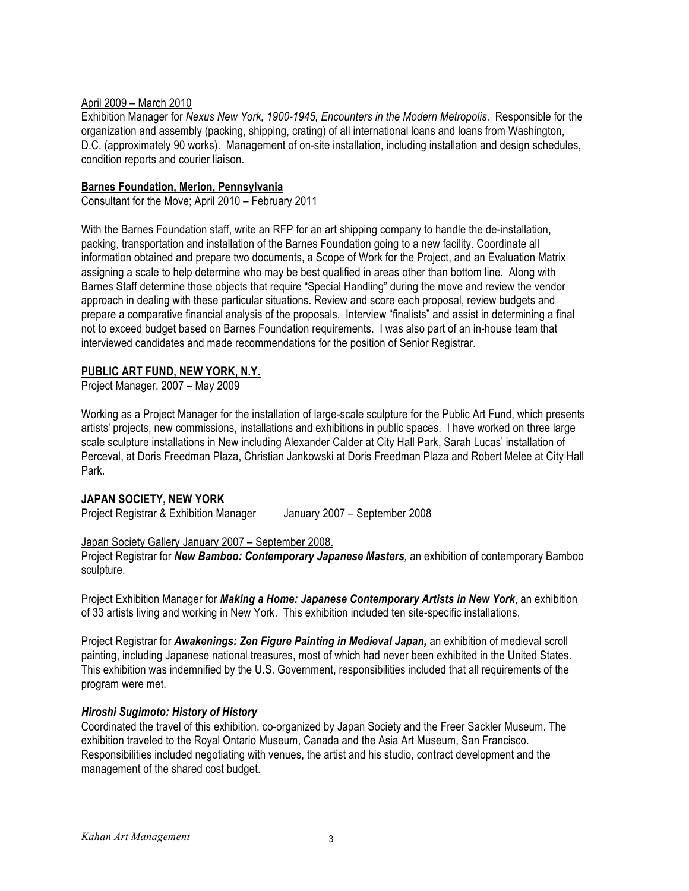April 2009 – March 2010

Exhibition Manager for *Nexus New York, 1900-1945, Encounters in the Modern Metropolis*. Responsible for the organization and assembly (packing, shipping, crating) of all international loans and loans from Washington, D.C. (approximately 90 works). Management of on-site installation, including installation and design schedules, condition reports and courier liaison.

**Barnes Foundation, Merion, Pennsylvania**

Consultant for the Move; April 2010 – February 2011

With the Barnes Foundation staff, write an RFP for an art shipping company to handle the de-installation, packing, transportation and installation of the Barnes Foundation going to a new facility. Coordinate all information obtained and prepare two documents, a Scope of Work for the Project, and an Evaluation Matrix assigning a scale to help determine who may be best qualified in areas other than bottom line. Along with Barnes Staff determine those objects that require "Special Handling" during the move and review the vendor approach in dealing with these particular situations. Review and score each proposal, review budgets and prepare a comparative financial analysis of the proposals. Interview "finalists" and assist in determining a final not to exceed budget based on Barnes Foundation requirements. I was also part of an in-house team that interviewed candidates and made recommendations for the position of Senior Registrar.

**PUBLIC ART FUND, NEW YORK, N.Y.**

Project Manager, 2007 – May 2009

Working as a Project Manager for the installation of large-scale sculpture for the Public Art Fund, which presents artists' projects, new commissions, installations and exhibitions in public spaces. I have worked on three large scale sculpture installations in New including Alexander Calder at City Hall Park, Sarah Lucas' installation of Perceval, at Doris Freedman Plaza, Christian Jankowski at Doris Freedman Plaza and Robert Melee at City Hall Park.

**JAPAN SOCIETY, NEW YORK**

Project Registrar & Exhibition Manager January 2007 – September 2008

Japan Society Gallery January 2007 – September 2008.

Project Registrar for ***New Bamboo: Contemporary Japanese Masters***, an exhibition of contemporary Bamboo sculpture.

Project Exhibition Manager for ***Making a Home: Japanese Contemporary Artists in New York***, an exhibition of 33 artists living and working in New York. This exhibition included ten site-specific installations.

Project Registrar for ***Awakenings: Zen Figure Painting in Medieval Japan,*** an exhibition of medieval scroll painting, including Japanese national treasures, most of which had never been exhibited in the United States. This exhibition was indemnified by the U.S. Government, responsibilities included that all requirements of the program were met.

***Hiroshi Sugimoto: History of History***

Coordinated the travel of this exhibition, co-organized by Japan Society and the Freer Sackler Museum. The exhibition traveled to the Royal Ontario Museum, Canada and the Asia Art Museum, San Francisco. Responsibilities included negotiating with venues, the artist and his studio, contract development and the management of the shared cost budget.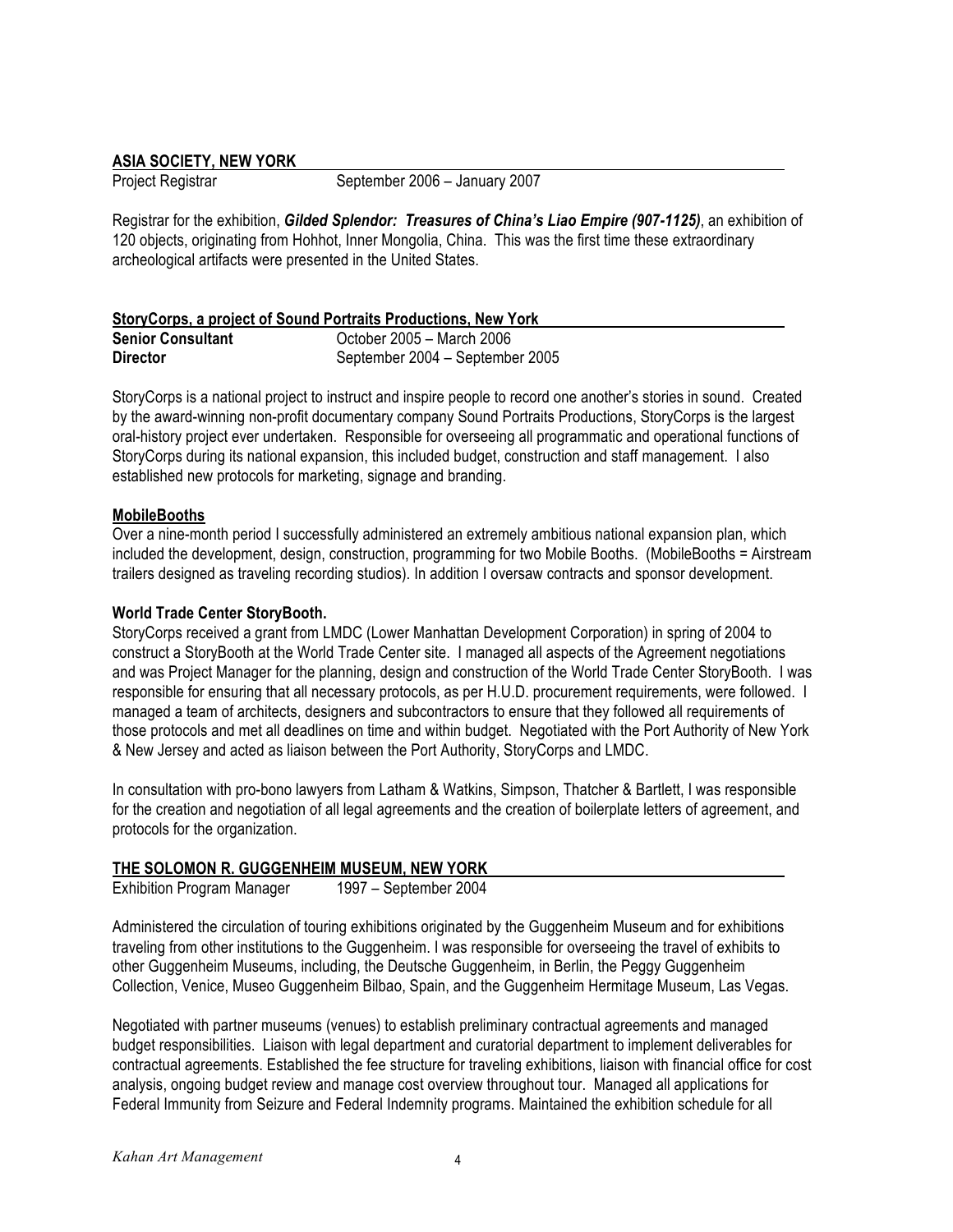## ASIA SOCIETY, NEW YORK

Project Registrar — September 2006 – January 2007

Registrar for the exhibition, ***Gilded Splendor: Treasures of China's Liao Empire (907-1125)***, an exhibition of 120 objects, originating from Hohhot, Inner Mongolia, China. This was the first time these extraordinary archeological artifacts were presented in the United States.

## StoryCorps, a project of Sound Portraits Productions, New York

**Senior Consultant** — October 2005 – March 2006
**Director** — September 2004 – September 2005

StoryCorps is a national project to instruct and inspire people to record one another's stories in sound. Created by the award-winning non-profit documentary company Sound Portraits Productions, StoryCorps is the largest oral-history project ever undertaken. Responsible for overseeing all programmatic and operational functions of StoryCorps during its national expansion, this included budget, construction and staff management. I also established new protocols for marketing, signage and branding.

### MobileBooths

Over a nine-month period I successfully administered an extremely ambitious national expansion plan, which included the development, design, construction, programming for two Mobile Booths. (MobileBooths = Airstream trailers designed as traveling recording studios). In addition I oversaw contracts and sponsor development.

### World Trade Center StoryBooth.

StoryCorps received a grant from LMDC (Lower Manhattan Development Corporation) in spring of 2004 to construct a StoryBooth at the World Trade Center site. I managed all aspects of the Agreement negotiations and was Project Manager for the planning, design and construction of the World Trade Center StoryBooth. I was responsible for ensuring that all necessary protocols, as per H.U.D. procurement requirements, were followed. I managed a team of architects, designers and subcontractors to ensure that they followed all requirements of those protocols and met all deadlines on time and within budget. Negotiated with the Port Authority of New York & New Jersey and acted as liaison between the Port Authority, StoryCorps and LMDC.

In consultation with pro-bono lawyers from Latham & Watkins, Simpson, Thatcher & Bartlett, I was responsible for the creation and negotiation of all legal agreements and the creation of boilerplate letters of agreement, and protocols for the organization.

## THE SOLOMON R. GUGGENHEIM MUSEUM, NEW YORK

Exhibition Program Manager — 1997 – September 2004

Administered the circulation of touring exhibitions originated by the Guggenheim Museum and for exhibitions traveling from other institutions to the Guggenheim. I was responsible for overseeing the travel of exhibits to other Guggenheim Museums, including, the Deutsche Guggenheim, in Berlin, the Peggy Guggenheim Collection, Venice, Museo Guggenheim Bilbao, Spain, and the Guggenheim Hermitage Museum, Las Vegas.

Negotiated with partner museums (venues) to establish preliminary contractual agreements and managed budget responsibilities. Liaison with legal department and curatorial department to implement deliverables for contractual agreements. Established the fee structure for traveling exhibitions, liaison with financial office for cost analysis, ongoing budget review and manage cost overview throughout tour. Managed all applications for Federal Immunity from Seizure and Federal Indemnity programs. Maintained the exhibition schedule for all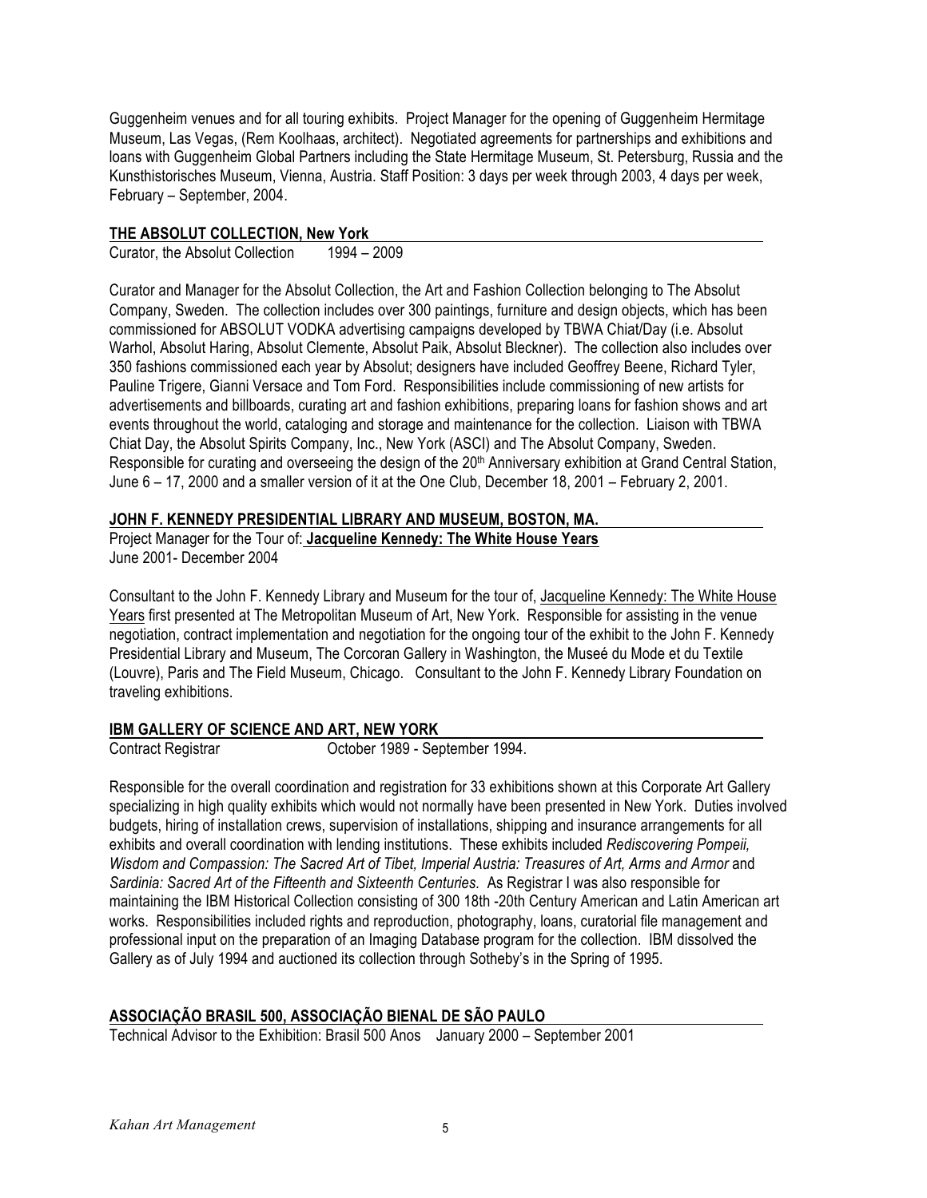Guggenheim venues and for all touring exhibits. Project Manager for the opening of Guggenheim Hermitage Museum, Las Vegas, (Rem Koolhaas, architect). Negotiated agreements for partnerships and exhibitions and loans with Guggenheim Global Partners including the State Hermitage Museum, St. Petersburg, Russia and the Kunsthistorisches Museum, Vienna, Austria. Staff Position: 3 days per week through 2003, 4 days per week, February – September, 2004.

## THE ABSOLUT COLLECTION, New York

Curator, the Absolut Collection 1994 – 2009

Curator and Manager for the Absolut Collection, the Art and Fashion Collection belonging to The Absolut Company, Sweden. The collection includes over 300 paintings, furniture and design objects, which has been commissioned for ABSOLUT VODKA advertising campaigns developed by TBWA Chiat/Day (i.e. Absolut Warhol, Absolut Haring, Absolut Clemente, Absolut Paik, Absolut Bleckner). The collection also includes over 350 fashions commissioned each year by Absolut; designers have included Geoffrey Beene, Richard Tyler, Pauline Trigere, Gianni Versace and Tom Ford. Responsibilities include commissioning of new artists for advertisements and billboards, curating art and fashion exhibitions, preparing loans for fashion shows and art events throughout the world, cataloging and storage and maintenance for the collection. Liaison with TBWA Chiat Day, the Absolut Spirits Company, Inc., New York (ASCI) and The Absolut Company, Sweden. Responsible for curating and overseeing the design of the 20th Anniversary exhibition at Grand Central Station, June 6 – 17, 2000 and a smaller version of it at the One Club, December 18, 2001 – February 2, 2001.

## JOHN F. KENNEDY PRESIDENTIAL LIBRARY AND MUSEUM, BOSTON, MA.

Project Manager for the Tour of: **Jacqueline Kennedy: The White House Years**
June 2001- December 2004

Consultant to the John F. Kennedy Library and Museum for the tour of, Jacqueline Kennedy: The White House Years first presented at The Metropolitan Museum of Art, New York. Responsible for assisting in the venue negotiation, contract implementation and negotiation for the ongoing tour of the exhibit to the John F. Kennedy Presidential Library and Museum, The Corcoran Gallery in Washington, the Museé du Mode et du Textile (Louvre), Paris and The Field Museum, Chicago. Consultant to the John F. Kennedy Library Foundation on traveling exhibitions.

## IBM GALLERY OF SCIENCE AND ART, NEW YORK

Contract Registrar October 1989 - September 1994.

Responsible for the overall coordination and registration for 33 exhibitions shown at this Corporate Art Gallery specializing in high quality exhibits which would not normally have been presented in New York. Duties involved budgets, hiring of installation crews, supervision of installations, shipping and insurance arrangements for all exhibits and overall coordination with lending institutions. These exhibits included *Rediscovering Pompeii, Wisdom and Compassion: The Sacred Art of Tibet, Imperial Austria: Treasures of Art, Arms and Armor* and *Sardinia: Sacred Art of the Fifteenth and Sixteenth Centuries.* As Registrar I was also responsible for maintaining the IBM Historical Collection consisting of 300 18th -20th Century American and Latin American art works. Responsibilities included rights and reproduction, photography, loans, curatorial file management and professional input on the preparation of an Imaging Database program for the collection. IBM dissolved the Gallery as of July 1994 and auctioned its collection through Sotheby's in the Spring of 1995.

## ASSOCIAÇÃO BRASIL 500, ASSOCIAÇÃO BIENAL DE SÃO PAULO

Technical Advisor to the Exhibition: Brasil 500 Anos January 2000 – September 2001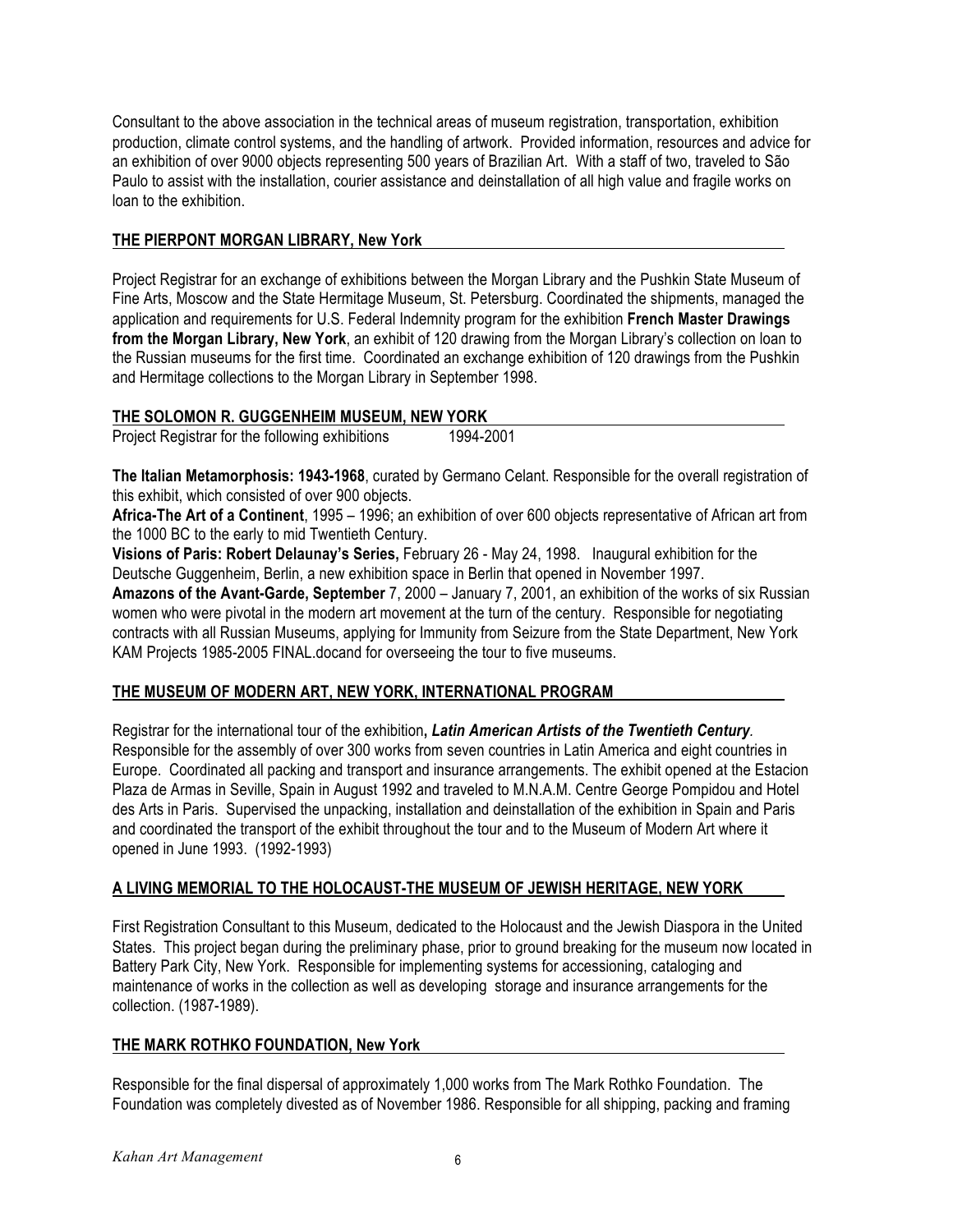Consultant to the above association in the technical areas of museum registration, transportation, exhibition production, climate control systems, and the handling of artwork. Provided information, resources and advice for an exhibition of over 9000 objects representing 500 years of Brazilian Art. With a staff of two, traveled to São Paulo to assist with the installation, courier assistance and deinstallation of all high value and fragile works on loan to the exhibition.

## THE PIERPONT MORGAN LIBRARY, New York

Project Registrar for an exchange of exhibitions between the Morgan Library and the Pushkin State Museum of Fine Arts, Moscow and the State Hermitage Museum, St. Petersburg. Coordinated the shipments, managed the application and requirements for U.S. Federal Indemnity program for the exhibition **French Master Drawings from the Morgan Library, New York**, an exhibit of 120 drawing from the Morgan Library's collection on loan to the Russian museums for the first time. Coordinated an exchange exhibition of 120 drawings from the Pushkin and Hermitage collections to the Morgan Library in September 1998.

## THE SOLOMON R. GUGGENHEIM MUSEUM, NEW YORK

Project Registrar for the following exhibitions 1994-2001

**The Italian Metamorphosis: 1943-1968**, curated by Germano Celant. Responsible for the overall registration of this exhibit, which consisted of over 900 objects.

**Africa-The Art of a Continent**, 1995 – 1996; an exhibition of over 600 objects representative of African art from the 1000 BC to the early to mid Twentieth Century.

**Visions of Paris: Robert Delaunay's Series,** February 26 - May 24, 1998. Inaugural exhibition for the Deutsche Guggenheim, Berlin, a new exhibition space in Berlin that opened in November 1997.

**Amazons of the Avant-Garde, September** 7, 2000 – January 7, 2001, an exhibition of the works of six Russian women who were pivotal in the modern art movement at the turn of the century. Responsible for negotiating contracts with all Russian Museums, applying for Immunity from Seizure from the State Department, New York KAM Projects 1985-2005 FINAL.docand for overseeing the tour to five museums.

## THE MUSEUM OF MODERN ART, NEW YORK, INTERNATIONAL PROGRAM

Registrar for the international tour of the exhibition**, *Latin American Artists of the Twentieth Century*.** Responsible for the assembly of over 300 works from seven countries in Latin America and eight countries in Europe. Coordinated all packing and transport and insurance arrangements. The exhibit opened at the Estacion Plaza de Armas in Seville, Spain in August 1992 and traveled to M.N.A.M. Centre George Pompidou and Hotel des Arts in Paris. Supervised the unpacking, installation and deinstallation of the exhibition in Spain and Paris and coordinated the transport of the exhibit throughout the tour and to the Museum of Modern Art where it opened in June 1993. (1992-1993)

## A LIVING MEMORIAL TO THE HOLOCAUST-THE MUSEUM OF JEWISH HERITAGE, NEW YORK

First Registration Consultant to this Museum, dedicated to the Holocaust and the Jewish Diaspora in the United States. This project began during the preliminary phase, prior to ground breaking for the museum now located in Battery Park City, New York. Responsible for implementing systems for accessioning, cataloging and maintenance of works in the collection as well as developing storage and insurance arrangements for the collection. (1987-1989).

## THE MARK ROTHKO FOUNDATION, New York

Responsible for the final dispersal of approximately 1,000 works from The Mark Rothko Foundation. The Foundation was completely divested as of November 1986. Responsible for all shipping, packing and framing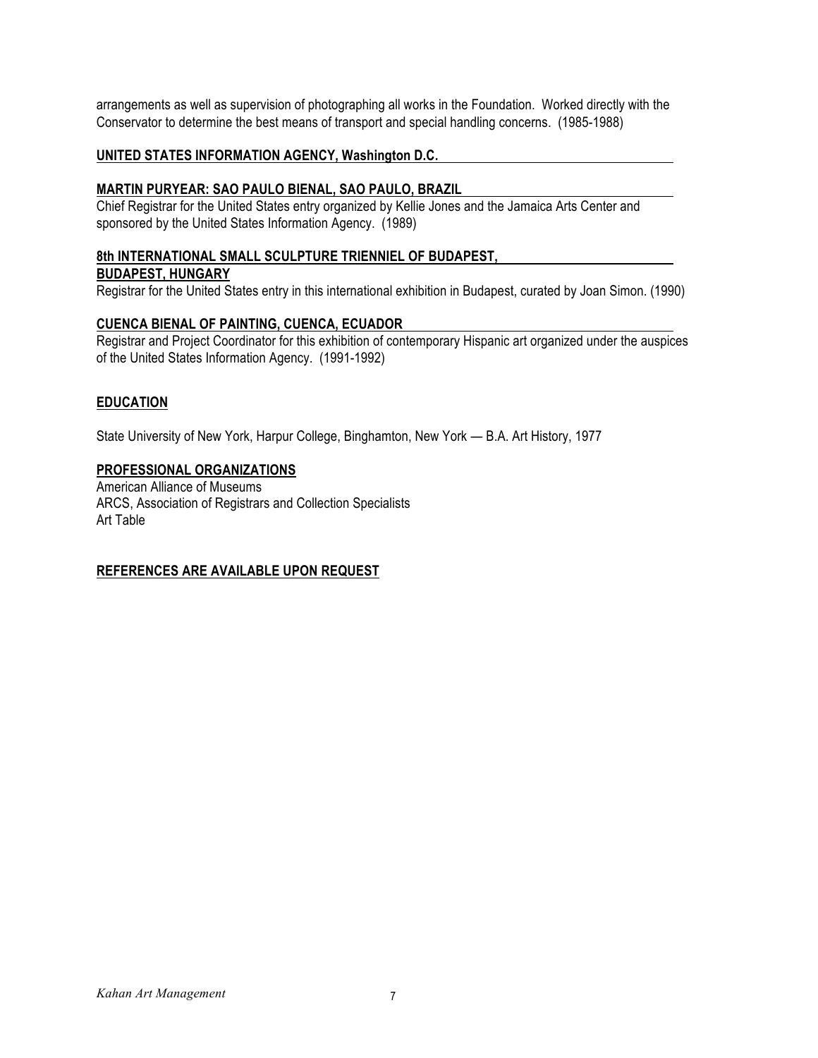arrangements as well as supervision of photographing all works in the Foundation. Worked directly with the Conservator to determine the best means of transport and special handling concerns. (1985-1988)

**UNITED STATES INFORMATION AGENCY, Washington D.C.**

**MARTIN PURYEAR: SAO PAULO BIENAL, SAO PAULO, BRAZIL**

Chief Registrar for the United States entry organized by Kellie Jones and the Jamaica Arts Center and sponsored by the United States Information Agency. (1989)

**8th INTERNATIONAL SMALL SCULPTURE TRIENNIEL OF BUDAPEST, BUDAPEST, HUNGARY**

Registrar for the United States entry in this international exhibition in Budapest, curated by Joan Simon. (1990)

**CUENCA BIENAL OF PAINTING, CUENCA, ECUADOR**

Registrar and Project Coordinator for this exhibition of contemporary Hispanic art organized under the auspices of the United States Information Agency. (1991-1992)

## EDUCATION

State University of New York, Harpur College, Binghamton, New York — B.A. Art History, 1977

## PROFESSIONAL ORGANIZATIONS

American Alliance of Museums
ARCS, Association of Registrars and Collection Specialists
Art Table

**REFERENCES ARE AVAILABLE UPON REQUEST**